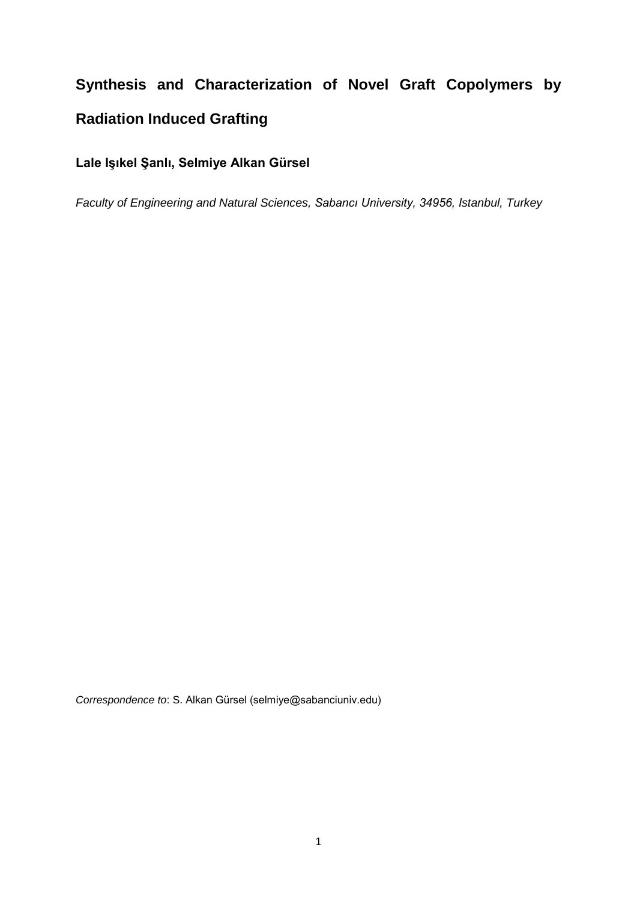# Synthesis and Characterization of Novel Graft Copolymers by Radiation Induced Grafting

**Lale Işıkel Şanlı, Selmiye Alkan Gürsel**

*Faculty of Engineering and Natural Sciences, Sabancı University, 34956, Istanbul, Turkey*

*Correspondence to*: S. Alkan Gürsel (selmiye@sabanciuniv.edu)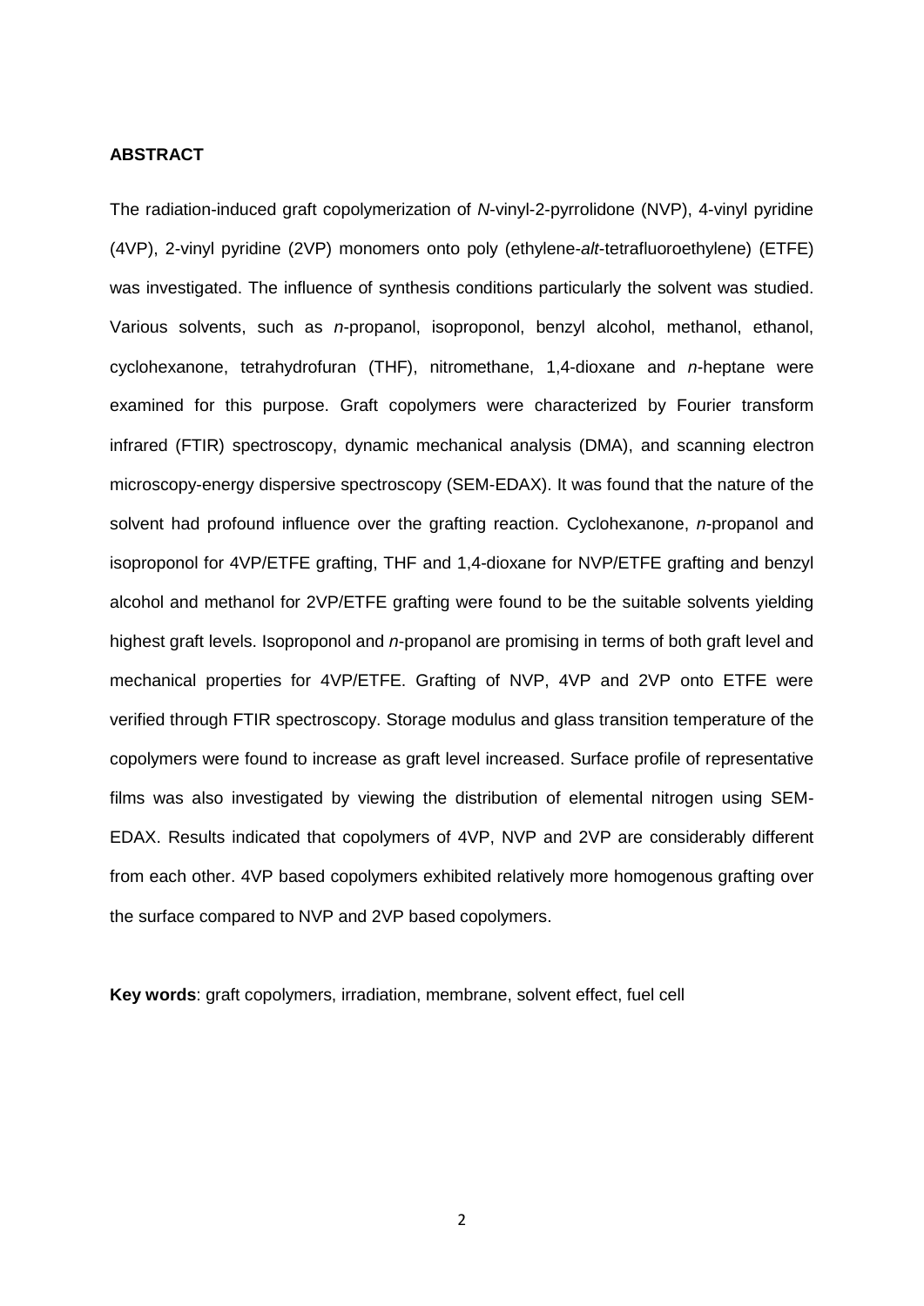## ABSTRACT

The radiation-induced graft copolymerization of *N*-vinyl-2-pyrrolidone (NVP), 4-vinyl pyridine (4VP), 2-vinyl pyridine (2VP) monomers onto poly (ethylene-*alt*-tetrafluoroethylene) (ETFE) was investigated. The influence of synthesis conditions particularly the solvent was studied. Various solvents, such as *n*-propanol, isoproponol, benzyl alcohol, methanol, ethanol, cyclohexanone, tetrahydrofuran (THF), nitromethane, 1,4-dioxane and *n*-heptane were examined for this purpose. Graft copolymers were characterized by Fourier transform infrared (FTIR) spectroscopy, dynamic mechanical analysis (DMA), and scanning electron microscopy-energy dispersive spectroscopy (SEM-EDAX). It was found that the nature of the solvent had profound influence over the grafting reaction. Cyclohexanone, *n*-propanol and isoproponol for 4VP/ETFE grafting, THF and 1,4-dioxane for NVP/ETFE grafting and benzyl alcohol and methanol for 2VP/ETFE grafting were found to be the suitable solvents yielding highest graft levels. Isoproponol and *n*-propanol are promising in terms of both graft level and mechanical properties for 4VP/ETFE. Grafting of NVP, 4VP and 2VP onto ETFE were verified through FTIR spectroscopy. Storage modulus and glass transition temperature of the copolymers were found to increase as graft level increased. Surface profile of representative films was also investigated by viewing the distribution of elemental nitrogen using SEM-EDAX. Results indicated that copolymers of 4VP, NVP and 2VP are considerably different from each other. 4VP based copolymers exhibited relatively more homogenous grafting over the surface compared to NVP and 2VP based copolymers.

**Key words**: graft copolymers, irradiation, membrane, solvent effect, fuel cell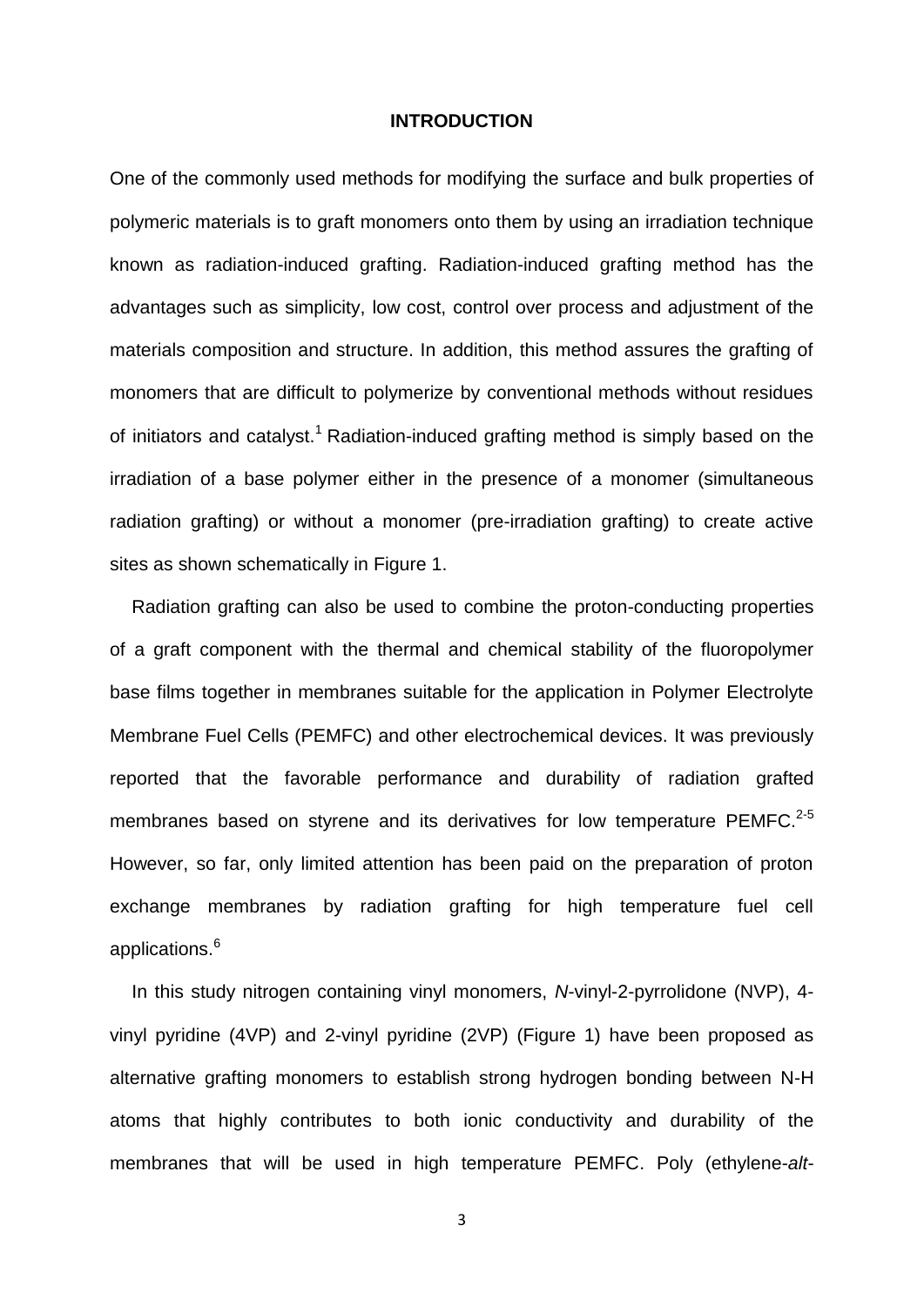## INTRODUCTION

One of the commonly used methods for modifying the surface and bulk properties of polymeric materials is to graft monomers onto them by using an irradiation technique known as radiation-induced grafting. Radiation-induced grafting method has the advantages such as simplicity, low cost, control over process and adjustment of the materials composition and structure. In addition, this method assures the grafting of monomers that are difficult to polymerize by conventional methods without residues of initiators and catalyst.[1] Radiation-induced grafting method is simply based on the irradiation of a base polymer either in the presence of a monomer (simultaneous radiation grafting) or without a monomer (pre-irradiation grafting) to create active sites as shown schematically in Figure 1.

Radiation grafting can also be used to combine the proton-conducting properties of a graft component with the thermal and chemical stability of the fluoropolymer base films together in membranes suitable for the application in Polymer Electrolyte Membrane Fuel Cells (PEMFC) and other electrochemical devices. It was previously reported that the favorable performance and durability of radiation grafted membranes based on styrene and its derivatives for low temperature PEMFC.[2-5] However, so far, only limited attention has been paid on the preparation of proton exchange membranes by radiation grafting for high temperature fuel cell applications.[6]

In this study nitrogen containing vinyl monomers, *N*-vinyl-2-pyrrolidone (NVP), 4-vinyl pyridine (4VP) and 2-vinyl pyridine (2VP) (Figure 1) have been proposed as alternative grafting monomers to establish strong hydrogen bonding between N-H atoms that highly contributes to both ionic conductivity and durability of the membranes that will be used in high temperature PEMFC. Poly (ethylene-*alt*-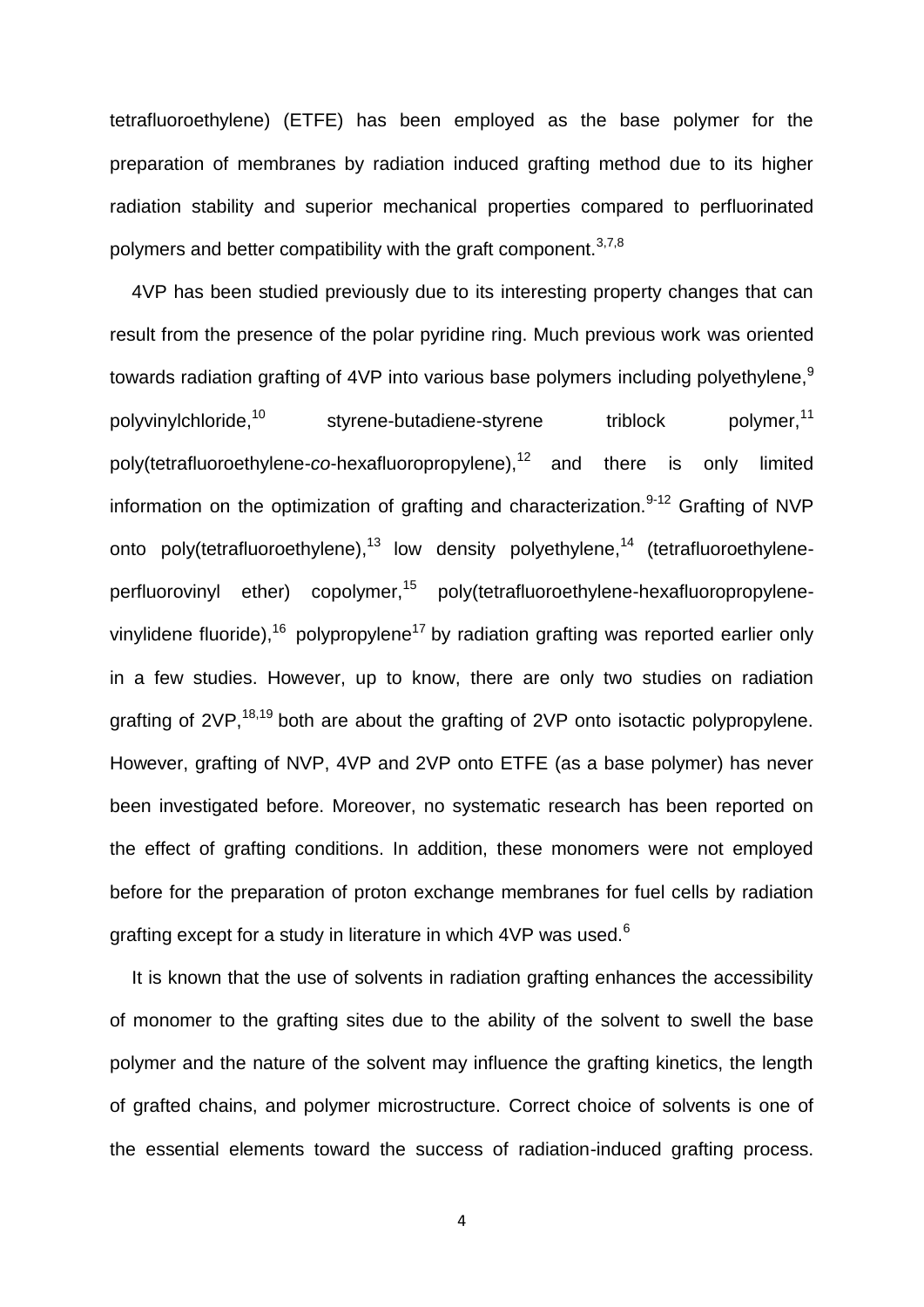tetrafluoroethylene) (ETFE) has been employed as the base polymer for the preparation of membranes by radiation induced grafting method due to its higher radiation stability and superior mechanical properties compared to perfluorinated polymers and better compatibility with the graft component.[3,7,8]

4VP has been studied previously due to its interesting property changes that can result from the presence of the polar pyridine ring. Much previous work was oriented towards radiation grafting of 4VP into various base polymers including polyethylene,[9] polyvinylchloride,[10] styrene-butadiene-styrene triblock polymer,[11] poly(tetrafluoroethylene-*co*-hexafluoropropylene),[12] and there is only limited information on the optimization of grafting and characterization.[9-12] Grafting of NVP onto poly(tetrafluoroethylene),[13] low density polyethylene,[14] (tetrafluoroethylene-perfluorovinyl ether) copolymer,[15] poly(tetrafluoroethylene-hexafluoropropylene-vinylidene fluoride),[16] polypropylene[17] by radiation grafting was reported earlier only in a few studies. However, up to know, there are only two studies on radiation grafting of 2VP,[18,19] both are about the grafting of 2VP onto isotactic polypropylene. However, grafting of NVP, 4VP and 2VP onto ETFE (as a base polymer) has never been investigated before. Moreover, no systematic research has been reported on the effect of grafting conditions. In addition, these monomers were not employed before for the preparation of proton exchange membranes for fuel cells by radiation grafting except for a study in literature in which 4VP was used.[6]

It is known that the use of solvents in radiation grafting enhances the accessibility of monomer to the grafting sites due to the ability of the solvent to swell the base polymer and the nature of the solvent may influence the grafting kinetics, the length of grafted chains, and polymer microstructure. Correct choice of solvents is one of the essential elements toward the success of radiation-induced grafting process.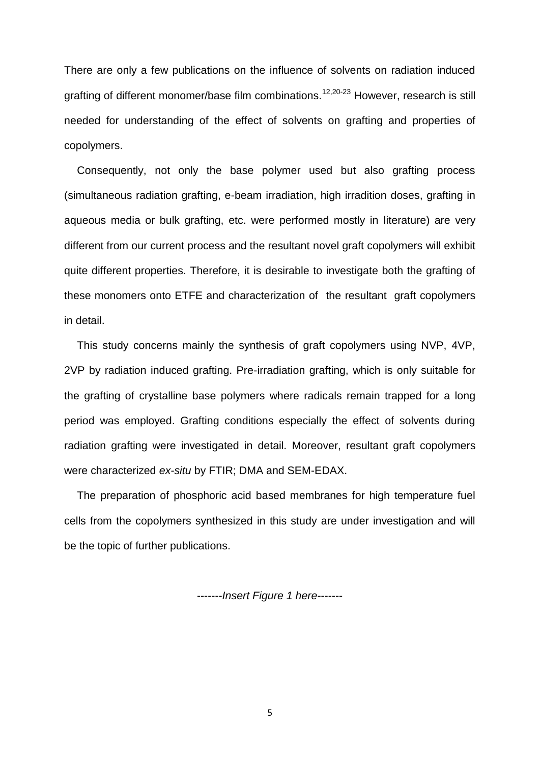There are only a few publications on the influence of solvents on radiation induced grafting of different monomer/base film combinations.[12,20-23] However, research is still needed for understanding of the effect of solvents on grafting and properties of copolymers.

Consequently, not only the base polymer used but also grafting process (simultaneous radiation grafting, e-beam irradiation, high irradition doses, grafting in aqueous media or bulk grafting, etc. were performed mostly in literature) are very different from our current process and the resultant novel graft copolymers will exhibit quite different properties. Therefore, it is desirable to investigate both the grafting of these monomers onto ETFE and characterization of the resultant graft copolymers in detail.

This study concerns mainly the synthesis of graft copolymers using NVP, 4VP, 2VP by radiation induced grafting. Pre-irradiation grafting, which is only suitable for the grafting of crystalline base polymers where radicals remain trapped for a long period was employed. Grafting conditions especially the effect of solvents during radiation grafting were investigated in detail. Moreover, resultant graft copolymers were characterized *ex-situ* by FTIR; DMA and SEM-EDAX.

The preparation of phosphoric acid based membranes for high temperature fuel cells from the copolymers synthesized in this study are under investigation and will be the topic of further publications.

-------*Insert Figure 1 here*-------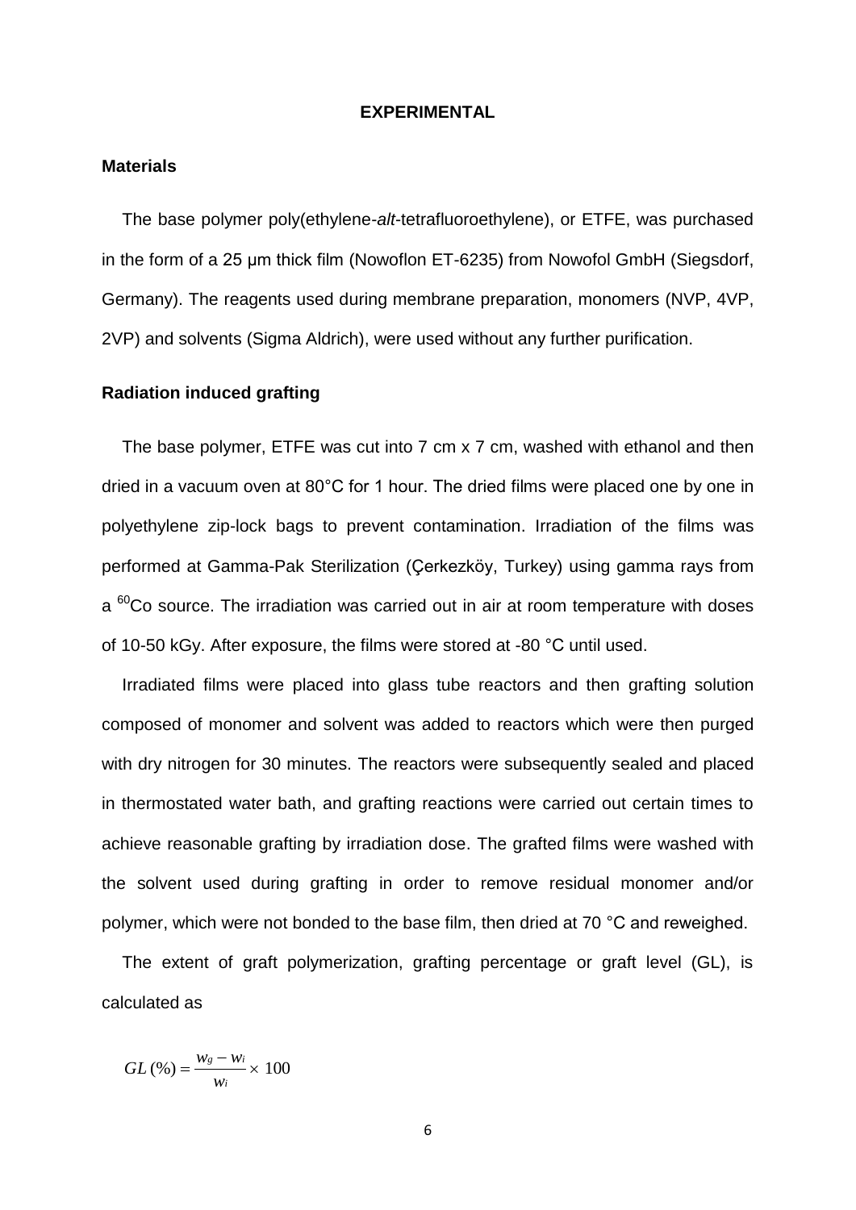## EXPERIMENTAL

### Materials

The base polymer poly(ethylene-*alt*-tetrafluoroethylene), or ETFE, was purchased in the form of a 25 μm thick film (Nowoflon ET-6235) from Nowofol GmbH (Siegsdorf, Germany). The reagents used during membrane preparation, monomers (NVP, 4VP, 2VP) and solvents (Sigma Aldrich), were used without any further purification.

### Radiation induced grafting

The base polymer, ETFE was cut into 7 cm x 7 cm, washed with ethanol and then dried in a vacuum oven at 80°C for 1 hour. The dried films were placed one by one in polyethylene zip-lock bags to prevent contamination. Irradiation of the films was performed at Gamma-Pak Sterilization (Çerkezköy, Turkey) using gamma rays from a $^{60}$Co source. The irradiation was carried out in air at room temperature with doses of 10-50 kGy. After exposure, the films were stored at -80 °C until used.

Irradiated films were placed into glass tube reactors and then grafting solution composed of monomer and solvent was added to reactors which were then purged with dry nitrogen for 30 minutes. The reactors were subsequently sealed and placed in thermostated water bath, and grafting reactions were carried out certain times to achieve reasonable grafting by irradiation dose. The grafted films were washed with the solvent used during grafting in order to remove residual monomer and/or polymer, which were not bonded to the base film, then dried at 70 °C and reweighed.

The extent of graft polymerization, grafting percentage or graft level (GL), is calculated as

$$GL\,(\%) = \frac{w_g - w_i}{w_i} \times 100$$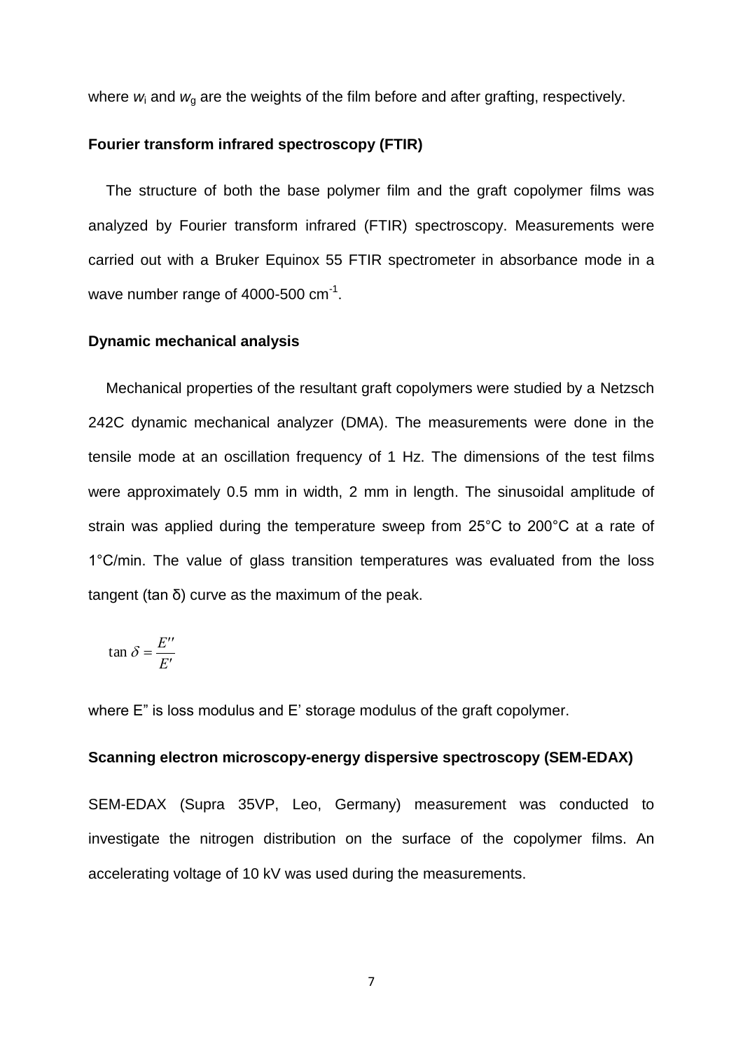where $w_i$ and $w_g$ are the weights of the film before and after grafting, respectively.

### Fourier transform infrared spectroscopy (FTIR)

The structure of both the base polymer film and the graft copolymer films was analyzed by Fourier transform infrared (FTIR) spectroscopy. Measurements were carried out with a Bruker Equinox 55 FTIR spectrometer in absorbance mode in a wave number range of 4000-500 $cm^{-1}$.

### Dynamic mechanical analysis

Mechanical properties of the resultant graft copolymers were studied by a Netzsch 242C dynamic mechanical analyzer (DMA). The measurements were done in the tensile mode at an oscillation frequency of 1 Hz. The dimensions of the test films were approximately 0.5 mm in width, 2 mm in length. The sinusoidal amplitude of strain was applied during the temperature sweep from 25°C to 200°C at a rate of 1°C/min. The value of glass transition temperatures was evaluated from the loss tangent (tan δ) curve as the maximum of the peak.

$$\tan \delta = \frac{E''}{E'}$$

where E" is loss modulus and E' storage modulus of the graft copolymer.

### Scanning electron microscopy-energy dispersive spectroscopy (SEM-EDAX)

SEM-EDAX (Supra 35VP, Leo, Germany) measurement was conducted to investigate the nitrogen distribution on the surface of the copolymer films. An accelerating voltage of 10 kV was used during the measurements.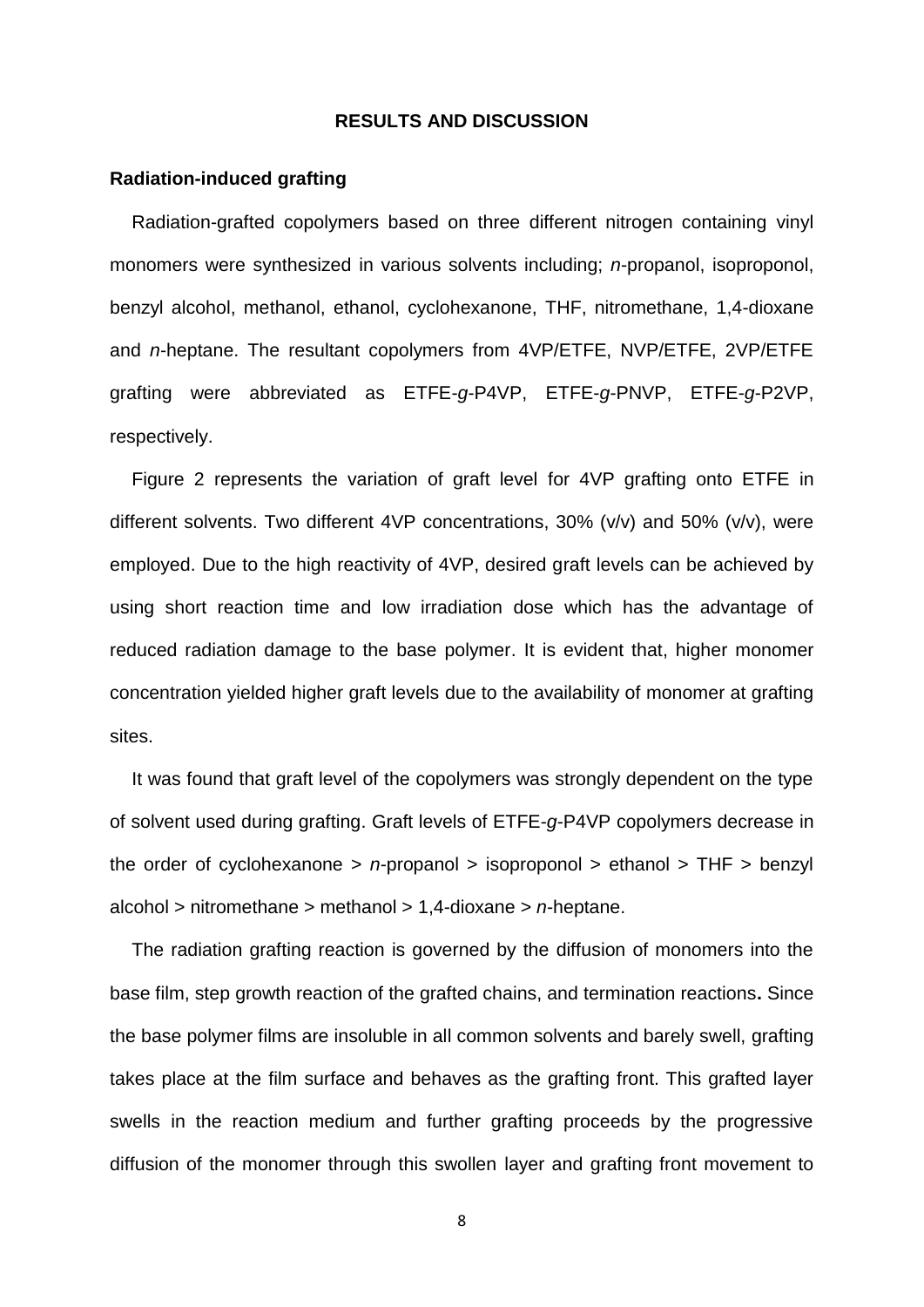## RESULTS AND DISCUSSION

### Radiation-induced grafting

Radiation-grafted copolymers based on three different nitrogen containing vinyl monomers were synthesized in various solvents including; *n*-propanol, isoproponol, benzyl alcohol, methanol, ethanol, cyclohexanone, THF, nitromethane, 1,4-dioxane and *n*-heptane. The resultant copolymers from 4VP/ETFE, NVP/ETFE, 2VP/ETFE grafting were abbreviated as ETFE-*g*-P4VP, ETFE-*g*-PNVP, ETFE-*g*-P2VP, respectively.

Figure 2 represents the variation of graft level for 4VP grafting onto ETFE in different solvents. Two different 4VP concentrations, 30% (v/v) and 50% (v/v), were employed. Due to the high reactivity of 4VP, desired graft levels can be achieved by using short reaction time and low irradiation dose which has the advantage of reduced radiation damage to the base polymer. It is evident that, higher monomer concentration yielded higher graft levels due to the availability of monomer at grafting sites.

It was found that graft level of the copolymers was strongly dependent on the type of solvent used during grafting. Graft levels of ETFE-*g*-P4VP copolymers decrease in the order of cyclohexanone > *n*-propanol > isoproponol > ethanol > THF > benzyl alcohol > nitromethane > methanol > 1,4-dioxane > *n*-heptane.

The radiation grafting reaction is governed by the diffusion of monomers into the base film, step growth reaction of the grafted chains, and termination reactions**.** Since the base polymer films are insoluble in all common solvents and barely swell, grafting takes place at the film surface and behaves as the grafting front. This grafted layer swells in the reaction medium and further grafting proceeds by the progressive diffusion of the monomer through this swollen layer and grafting front movement to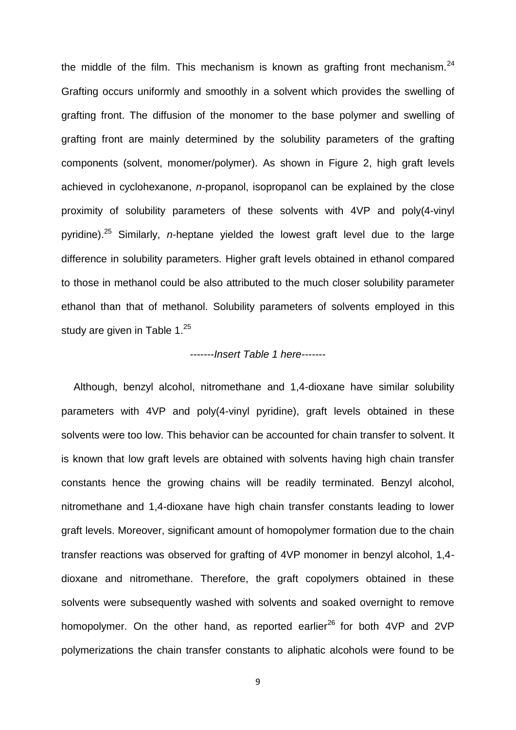the middle of the film. This mechanism is known as grafting front mechanism.[24] Grafting occurs uniformly and smoothly in a solvent which provides the swelling of grafting front. The diffusion of the monomer to the base polymer and swelling of grafting front are mainly determined by the solubility parameters of the grafting components (solvent, monomer/polymer). As shown in Figure 2, high graft levels achieved in cyclohexanone, *n*-propanol, isopropanol can be explained by the close proximity of solubility parameters of these solvents with 4VP and poly(4-vinyl pyridine).[25] Similarly, *n*-heptane yielded the lowest graft level due to the large difference in solubility parameters. Higher graft levels obtained in ethanol compared to those in methanol could be also attributed to the much closer solubility parameter ethanol than that of methanol. Solubility parameters of solvents employed in this study are given in Table 1.[25]

-------*Insert Table 1 here*-------

Although, benzyl alcohol, nitromethane and 1,4-dioxane have similar solubility parameters with 4VP and poly(4-vinyl pyridine), graft levels obtained in these solvents were too low. This behavior can be accounted for chain transfer to solvent. It is known that low graft levels are obtained with solvents having high chain transfer constants hence the growing chains will be readily terminated. Benzyl alcohol, nitromethane and 1,4-dioxane have high chain transfer constants leading to lower graft levels. Moreover, significant amount of homopolymer formation due to the chain transfer reactions was observed for grafting of 4VP monomer in benzyl alcohol, 1,4-dioxane and nitromethane. Therefore, the graft copolymers obtained in these solvents were subsequently washed with solvents and soaked overnight to remove homopolymer. On the other hand, as reported earlier[26] for both 4VP and 2VP polymerizations the chain transfer constants to aliphatic alcohols were found to be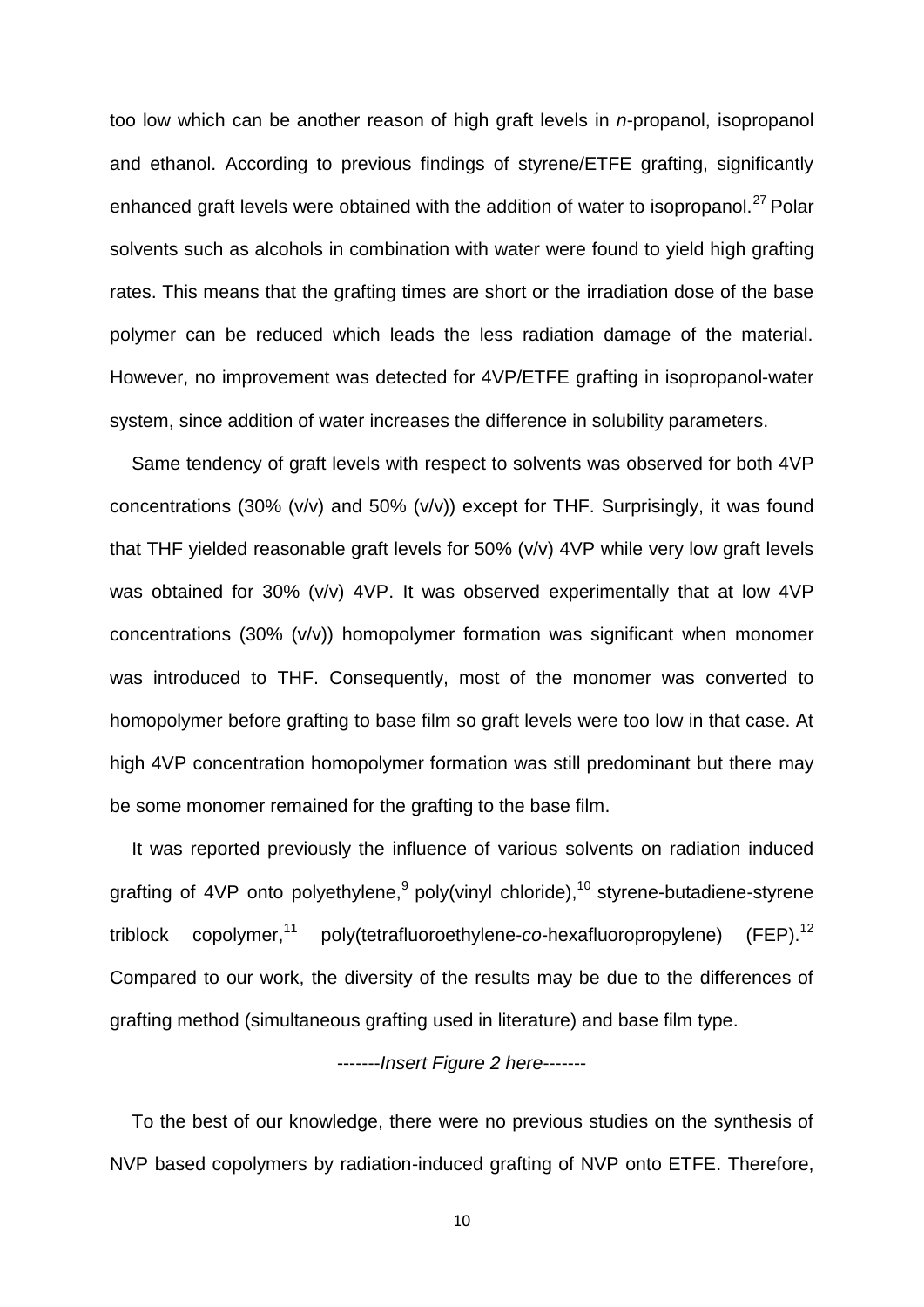too low which can be another reason of high graft levels in *n*-propanol, isopropanol and ethanol. According to previous findings of styrene/ETFE grafting, significantly enhanced graft levels were obtained with the addition of water to isopropanol.[27] Polar solvents such as alcohols in combination with water were found to yield high grafting rates. This means that the grafting times are short or the irradiation dose of the base polymer can be reduced which leads the less radiation damage of the material. However, no improvement was detected for 4VP/ETFE grafting in isopropanol-water system, since addition of water increases the difference in solubility parameters.

Same tendency of graft levels with respect to solvents was observed for both 4VP concentrations (30% (v/v) and 50% (v/v)) except for THF. Surprisingly, it was found that THF yielded reasonable graft levels for 50% (v/v) 4VP while very low graft levels was obtained for 30% (v/v) 4VP. It was observed experimentally that at low 4VP concentrations (30% (v/v)) homopolymer formation was significant when monomer was introduced to THF. Consequently, most of the monomer was converted to homopolymer before grafting to base film so graft levels were too low in that case. At high 4VP concentration homopolymer formation was still predominant but there may be some monomer remained for the grafting to the base film.

It was reported previously the influence of various solvents on radiation induced grafting of 4VP onto polyethylene,[9] poly(vinyl chloride),[10] styrene-butadiene-styrene triblock copolymer,[11] poly(tetrafluoroethylene-*co*-hexafluoropropylene) (FEP).[12] Compared to our work, the diversity of the results may be due to the differences of grafting method (simultaneous grafting used in literature) and base film type.

-------*Insert Figure 2 here*-------

To the best of our knowledge, there were no previous studies on the synthesis of NVP based copolymers by radiation-induced grafting of NVP onto ETFE. Therefore,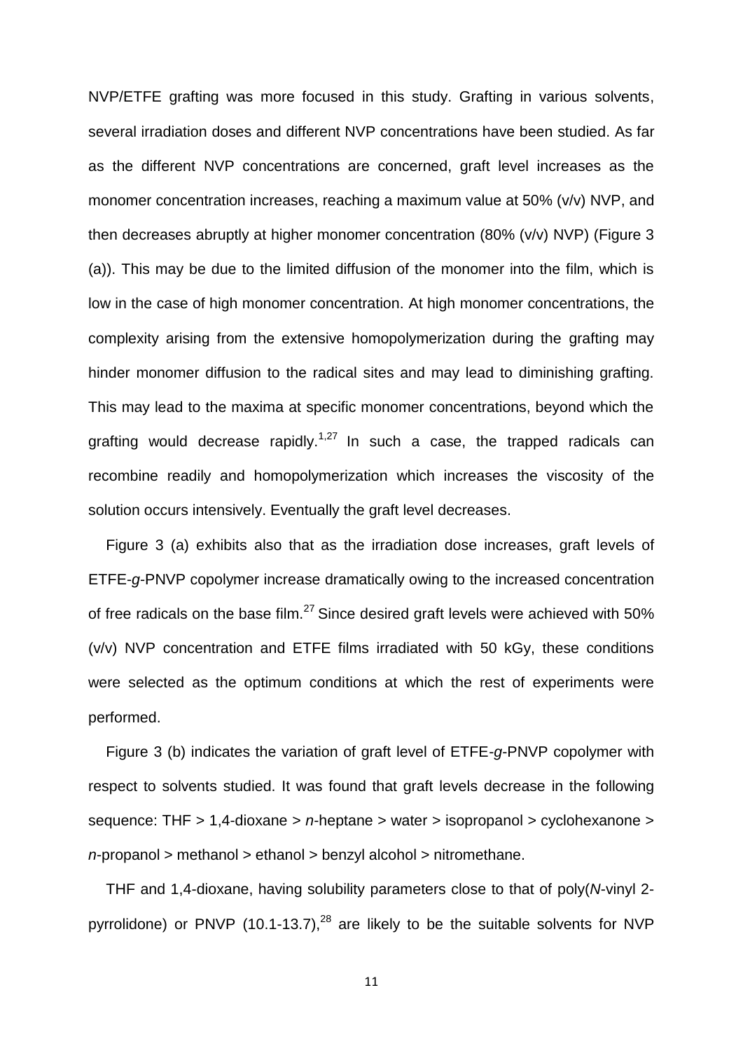NVP/ETFE grafting was more focused in this study. Grafting in various solvents, several irradiation doses and different NVP concentrations have been studied. As far as the different NVP concentrations are concerned, graft level increases as the monomer concentration increases, reaching a maximum value at 50% (v/v) NVP, and then decreases abruptly at higher monomer concentration (80% (v/v) NVP) (Figure 3 (a)). This may be due to the limited diffusion of the monomer into the film, which is low in the case of high monomer concentration. At high monomer concentrations, the complexity arising from the extensive homopolymerization during the grafting may hinder monomer diffusion to the radical sites and may lead to diminishing grafting. This may lead to the maxima at specific monomer concentrations, beyond which the grafting would decrease rapidly.[1,27] In such a case, the trapped radicals can recombine readily and homopolymerization which increases the viscosity of the solution occurs intensively. Eventually the graft level decreases.

Figure 3 (a) exhibits also that as the irradiation dose increases, graft levels of ETFE-*g*-PNVP copolymer increase dramatically owing to the increased concentration of free radicals on the base film.[27] Since desired graft levels were achieved with 50% (v/v) NVP concentration and ETFE films irradiated with 50 kGy, these conditions were selected as the optimum conditions at which the rest of experiments were performed.

Figure 3 (b) indicates the variation of graft level of ETFE-*g*-PNVP copolymer with respect to solvents studied. It was found that graft levels decrease in the following sequence: THF > 1,4-dioxane > *n*-heptane > water > isopropanol > cyclohexanone > *n*-propanol > methanol > ethanol > benzyl alcohol > nitromethane.

THF and 1,4-dioxane, having solubility parameters close to that of poly(*N*-vinyl 2-pyrrolidone) or PNVP (10.1-13.7),[28] are likely to be the suitable solvents for NVP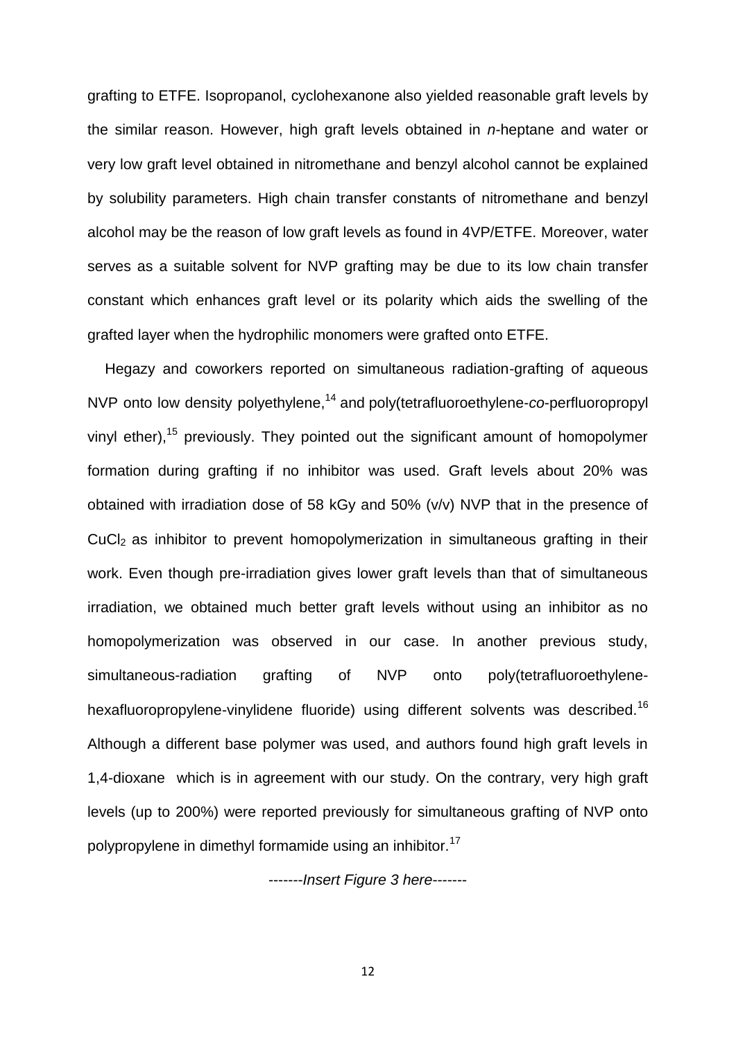grafting to ETFE. Isopropanol, cyclohexanone also yielded reasonable graft levels by the similar reason. However, high graft levels obtained in *n*-heptane and water or very low graft level obtained in nitromethane and benzyl alcohol cannot be explained by solubility parameters. High chain transfer constants of nitromethane and benzyl alcohol may be the reason of low graft levels as found in 4VP/ETFE. Moreover, water serves as a suitable solvent for NVP grafting may be due to its low chain transfer constant which enhances graft level or its polarity which aids the swelling of the grafted layer when the hydrophilic monomers were grafted onto ETFE.

Hegazy and coworkers reported on simultaneous radiation-grafting of aqueous NVP onto low density polyethylene,[14] and poly(tetrafluoroethylene-*co*-perfluoropropyl vinyl ether),[15] previously. They pointed out the significant amount of homopolymer formation during grafting if no inhibitor was used. Graft levels about 20% was obtained with irradiation dose of 58 kGy and 50% (v/v) NVP that in the presence of $CuCl_2$ as inhibitor to prevent homopolymerization in simultaneous grafting in their work. Even though pre-irradiation gives lower graft levels than that of simultaneous irradiation, we obtained much better graft levels without using an inhibitor as no homopolymerization was observed in our case. In another previous study, simultaneous-radiation grafting of NVP onto poly(tetrafluoroethylene-hexafluoropropylene-vinylidene fluoride) using different solvents was described.[16] Although a different base polymer was used, and authors found high graft levels in 1,4-dioxane which is in agreement with our study. On the contrary, very high graft levels (up to 200%) were reported previously for simultaneous grafting of NVP onto polypropylene in dimethyl formamide using an inhibitor.[17]

-------*Insert Figure 3 here*-------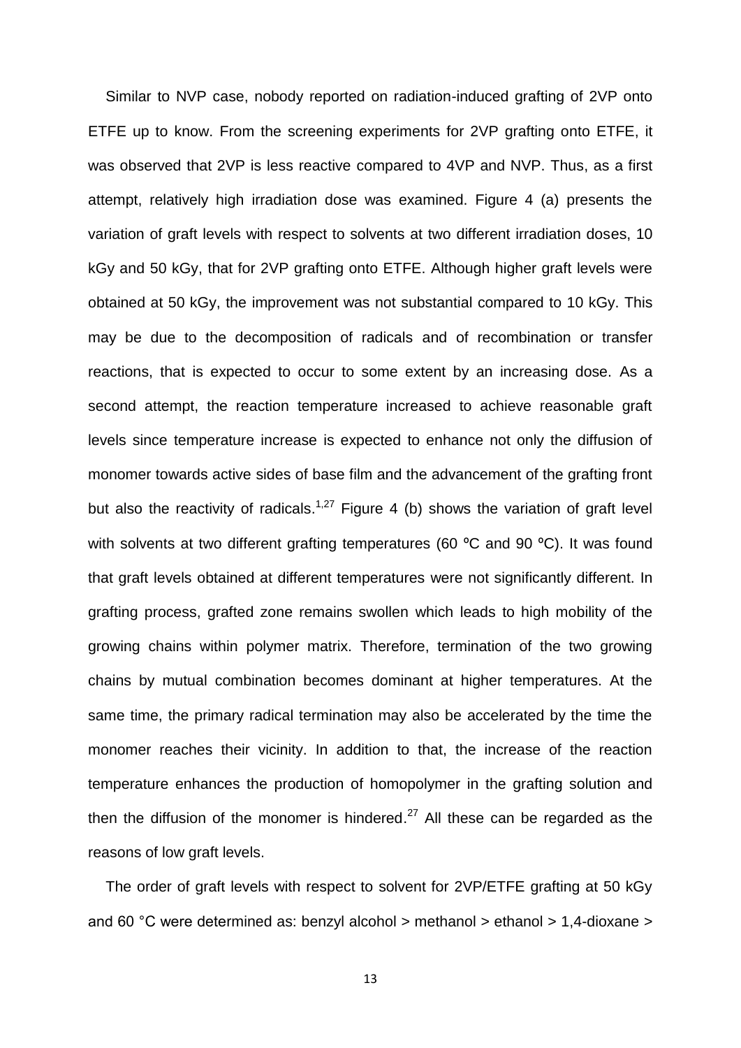Similar to NVP case, nobody reported on radiation-induced grafting of 2VP onto ETFE up to know. From the screening experiments for 2VP grafting onto ETFE, it was observed that 2VP is less reactive compared to 4VP and NVP. Thus, as a first attempt, relatively high irradiation dose was examined. Figure 4 (a) presents the variation of graft levels with respect to solvents at two different irradiation doses, 10 kGy and 50 kGy, that for 2VP grafting onto ETFE. Although higher graft levels were obtained at 50 kGy, the improvement was not substantial compared to 10 kGy. This may be due to the decomposition of radicals and of recombination or transfer reactions, that is expected to occur to some extent by an increasing dose. As a second attempt, the reaction temperature increased to achieve reasonable graft levels since temperature increase is expected to enhance not only the diffusion of monomer towards active sides of base film and the advancement of the grafting front but also the reactivity of radicals.[1,27] Figure 4 (b) shows the variation of graft level with solvents at two different grafting temperatures (60 ºC and 90 ºC). It was found that graft levels obtained at different temperatures were not significantly different. In grafting process, grafted zone remains swollen which leads to high mobility of the growing chains within polymer matrix. Therefore, termination of the two growing chains by mutual combination becomes dominant at higher temperatures. At the same time, the primary radical termination may also be accelerated by the time the monomer reaches their vicinity. In addition to that, the increase of the reaction temperature enhances the production of homopolymer in the grafting solution and then the diffusion of the monomer is hindered.[27] All these can be regarded as the reasons of low graft levels.

The order of graft levels with respect to solvent for 2VP/ETFE grafting at 50 kGy and 60 °C were determined as: benzyl alcohol > methanol > ethanol > 1,4-dioxane >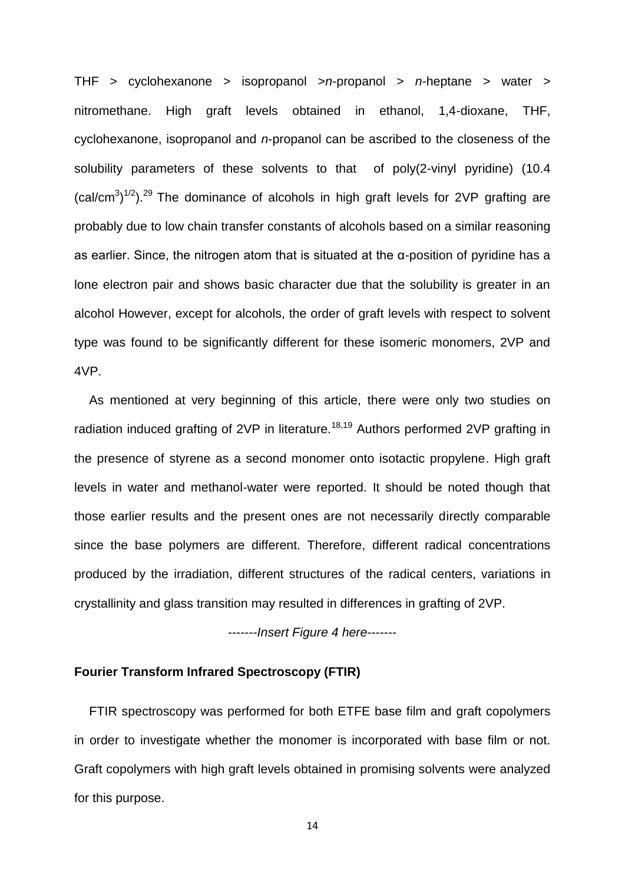THF > cyclohexanone > isopropanol >*n*-propanol > *n*-heptane > water > nitromethane. High graft levels obtained in ethanol, 1,4-dioxane, THF, cyclohexanone, isopropanol and *n*-propanol can be ascribed to the closeness of the solubility parameters of these solvents to that of poly(2-vinyl pyridine) (10.4 $(cal/cm^3)^{1/2}$).[29] The dominance of alcohols in high graft levels for 2VP grafting are probably due to low chain transfer constants of alcohols based on a similar reasoning as earlier. Since, the nitrogen atom that is situated at the α-position of pyridine has a lone electron pair and shows basic character due that the solubility is greater in an alcohol However, except for alcohols, the order of graft levels with respect to solvent type was found to be significantly different for these isomeric monomers, 2VP and 4VP.

As mentioned at very beginning of this article, there were only two studies on radiation induced grafting of 2VP in literature.[18,19] Authors performed 2VP grafting in the presence of styrene as a second monomer onto isotactic propylene. High graft levels in water and methanol-water were reported. It should be noted though that those earlier results and the present ones are not necessarily directly comparable since the base polymers are different. Therefore, different radical concentrations produced by the irradiation, different structures of the radical centers, variations in crystallinity and glass transition may resulted in differences in grafting of 2VP.

-------*Insert Figure 4 here*-------

**Fourier Transform Infrared Spectroscopy (FTIR)**

FTIR spectroscopy was performed for both ETFE base film and graft copolymers in order to investigate whether the monomer is incorporated with base film or not. Graft copolymers with high graft levels obtained in promising solvents were analyzed for this purpose.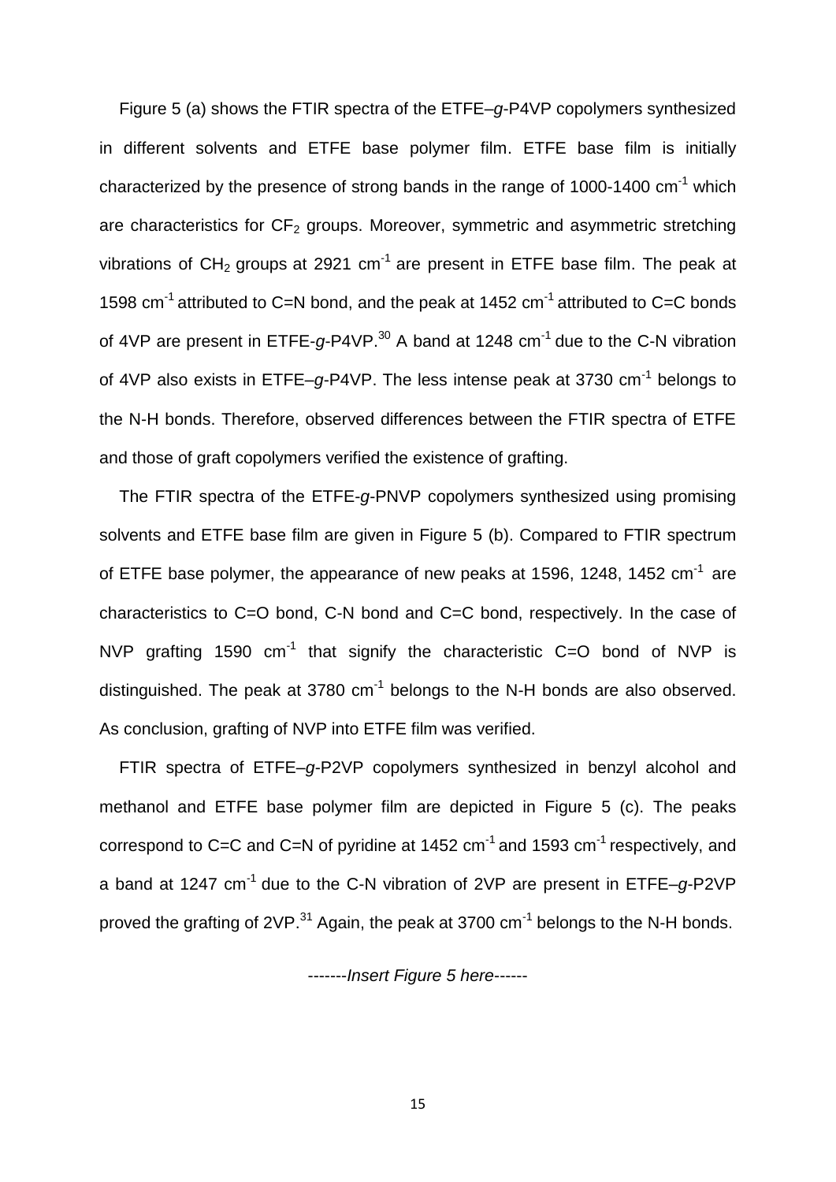Figure 5 (a) shows the FTIR spectra of the ETFE–*g*-P4VP copolymers synthesized in different solvents and ETFE base polymer film. ETFE base film is initially characterized by the presence of strong bands in the range of 1000-1400 $cm^{-1}$ which are characteristics for $CF_2$ groups. Moreover, symmetric and asymmetric stretching vibrations of $CH_2$ groups at 2921 $cm^{-1}$ are present in ETFE base film. The peak at 1598 $cm^{-1}$ attributed to C=N bond, and the peak at 1452 $cm^{-1}$ attributed to C=C bonds of 4VP are present in ETFE-*g*-P4VP.[30] A band at 1248 $cm^{-1}$ due to the C-N vibration of 4VP also exists in ETFE–*g*-P4VP. The less intense peak at 3730 $cm^{-1}$ belongs to the N-H bonds. Therefore, observed differences between the FTIR spectra of ETFE and those of graft copolymers verified the existence of grafting.

The FTIR spectra of the ETFE-*g*-PNVP copolymers synthesized using promising solvents and ETFE base film are given in Figure 5 (b). Compared to FTIR spectrum of ETFE base polymer, the appearance of new peaks at 1596, 1248, 1452 $cm^{-1}$ are characteristics to C=O bond, C-N bond and C=C bond, respectively. In the case of NVP grafting 1590 $cm^{-1}$ that signify the characteristic C=O bond of NVP is distinguished. The peak at 3780 $cm^{-1}$ belongs to the N-H bonds are also observed. As conclusion, grafting of NVP into ETFE film was verified.

FTIR spectra of ETFE–*g*-P2VP copolymers synthesized in benzyl alcohol and methanol and ETFE base polymer film are depicted in Figure 5 (c). The peaks correspond to C=C and C=N of pyridine at 1452 $cm^{-1}$ and 1593 $cm^{-1}$ respectively, and a band at 1247 $cm^{-1}$ due to the C-N vibration of 2VP are present in ETFE–*g*-P2VP proved the grafting of 2VP.[31] Again, the peak at 3700 $cm^{-1}$ belongs to the N-H bonds.

-------*Insert Figure 5 here*------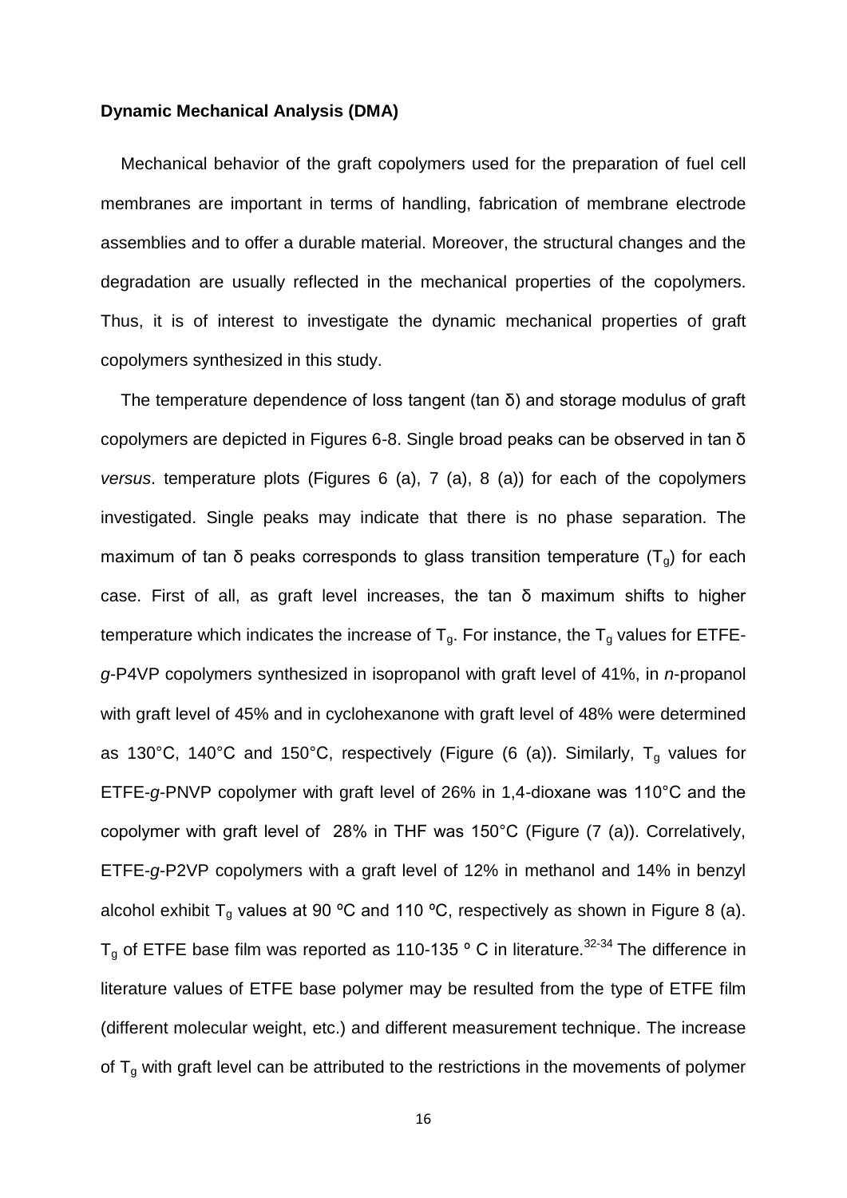**Dynamic Mechanical Analysis (DMA)**

Mechanical behavior of the graft copolymers used for the preparation of fuel cell membranes are important in terms of handling, fabrication of membrane electrode assemblies and to offer a durable material. Moreover, the structural changes and the degradation are usually reflected in the mechanical properties of the copolymers. Thus, it is of interest to investigate the dynamic mechanical properties of graft copolymers synthesized in this study.

The temperature dependence of loss tangent (tan δ) and storage modulus of graft copolymers are depicted in Figures 6-8. Single broad peaks can be observed in tan δ *versus*. temperature plots (Figures 6 (a), 7 (a), 8 (a)) for each of the copolymers investigated. Single peaks may indicate that there is no phase separation. The maximum of tan δ peaks corresponds to glass transition temperature ($T_g$) for each case. First of all, as graft level increases, the tan δ maximum shifts to higher temperature which indicates the increase of $T_g$. For instance, the $T_g$ values for ETFE-*g*-P4VP copolymers synthesized in isopropanol with graft level of 41%, in *n*-propanol with graft level of 45% and in cyclohexanone with graft level of 48% were determined as 130°C, 140°C and 150°C, respectively (Figure (6 (a)). Similarly, $T_g$ values for ETFE-*g*-PNVP copolymer with graft level of 26% in 1,4-dioxane was 110°C and the copolymer with graft level of 28% in THF was 150°C (Figure (7 (a)). Correlatively, ETFE-*g*-P2VP copolymers with a graft level of 12% in methanol and 14% in benzyl alcohol exhibit $T_g$ values at 90 ºC and 110 ºC, respectively as shown in Figure 8 (a). $T_g$ of ETFE base film was reported as 110-135 º C in literature.[32-34] The difference in literature values of ETFE base polymer may be resulted from the type of ETFE film (different molecular weight, etc.) and different measurement technique. The increase of $T_g$ with graft level can be attributed to the restrictions in the movements of polymer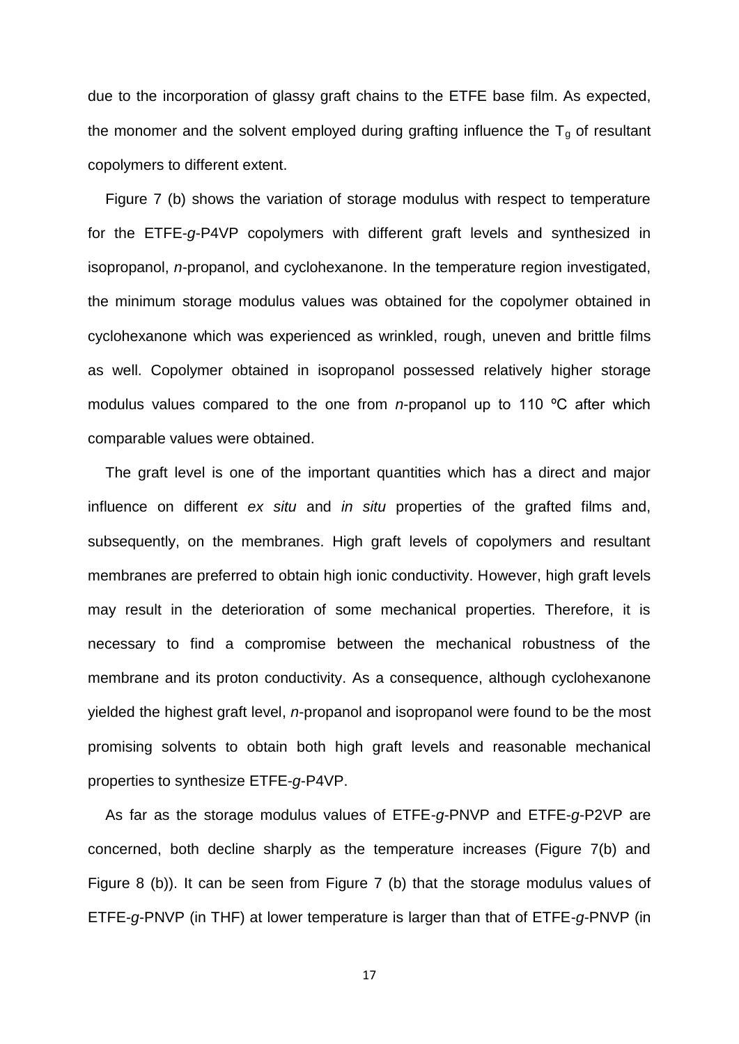due to the incorporation of glassy graft chains to the ETFE base film. As expected, the monomer and the solvent employed during grafting influence the $T_g$ of resultant copolymers to different extent.

Figure 7 (b) shows the variation of storage modulus with respect to temperature for the ETFE-*g*-P4VP copolymers with different graft levels and synthesized in isopropanol, *n*-propanol, and cyclohexanone. In the temperature region investigated, the minimum storage modulus values was obtained for the copolymer obtained in cyclohexanone which was experienced as wrinkled, rough, uneven and brittle films as well. Copolymer obtained in isopropanol possessed relatively higher storage modulus values compared to the one from *n*-propanol up to 110 ºC after which comparable values were obtained.

The graft level is one of the important quantities which has a direct and major influence on different *ex situ* and *in situ* properties of the grafted films and, subsequently, on the membranes. High graft levels of copolymers and resultant membranes are preferred to obtain high ionic conductivity. However, high graft levels may result in the deterioration of some mechanical properties. Therefore, it is necessary to find a compromise between the mechanical robustness of the membrane and its proton conductivity. As a consequence, although cyclohexanone yielded the highest graft level, *n*-propanol and isopropanol were found to be the most promising solvents to obtain both high graft levels and reasonable mechanical properties to synthesize ETFE-*g*-P4VP.

As far as the storage modulus values of ETFE-*g*-PNVP and ETFE-*g*-P2VP are concerned, both decline sharply as the temperature increases (Figure 7(b) and Figure 8 (b)). It can be seen from Figure 7 (b) that the storage modulus values of ETFE-*g*-PNVP (in THF) at lower temperature is larger than that of ETFE-*g*-PNVP (in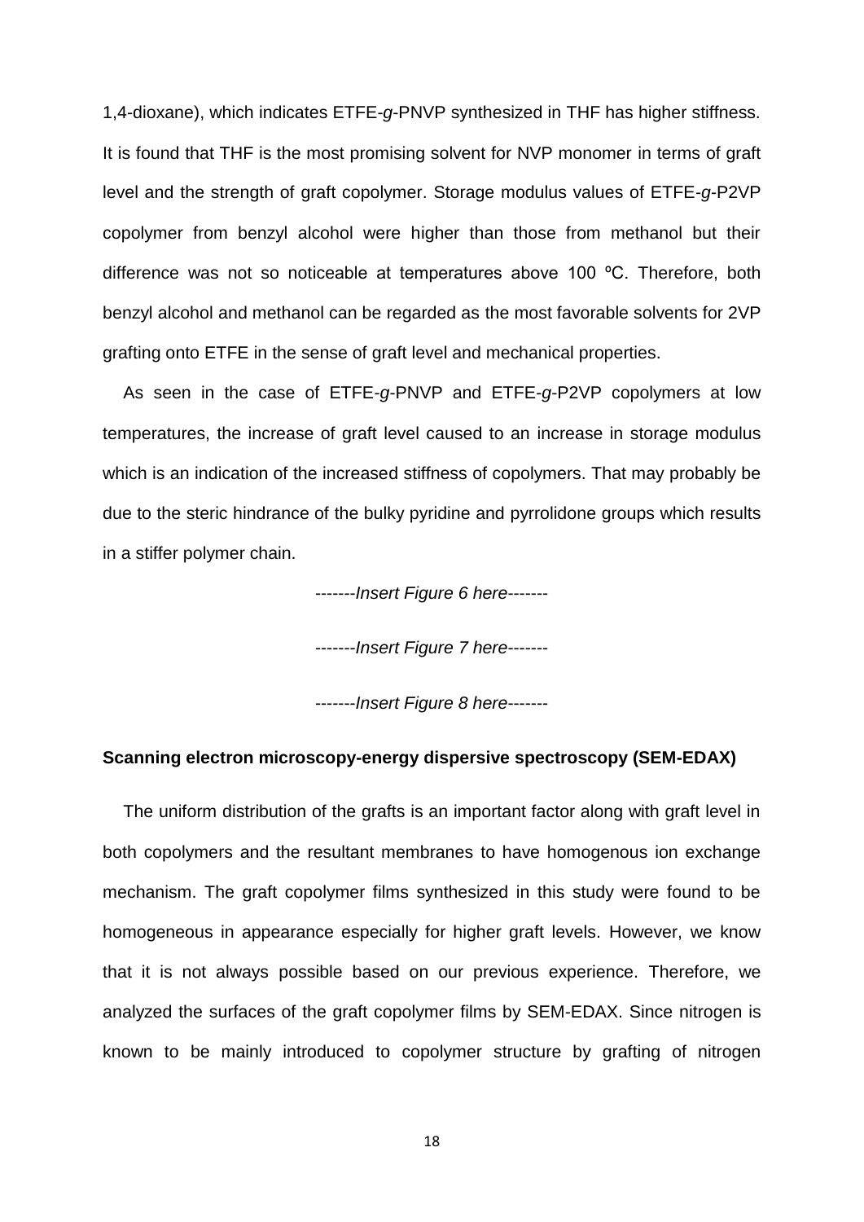1,4-dioxane), which indicates ETFE-*g*-PNVP synthesized in THF has higher stiffness. It is found that THF is the most promising solvent for NVP monomer in terms of graft level and the strength of graft copolymer. Storage modulus values of ETFE-*g*-P2VP copolymer from benzyl alcohol were higher than those from methanol but their difference was not so noticeable at temperatures above 100 ºC. Therefore, both benzyl alcohol and methanol can be regarded as the most favorable solvents for 2VP grafting onto ETFE in the sense of graft level and mechanical properties.

As seen in the case of ETFE-*g*-PNVP and ETFE-*g*-P2VP copolymers at low temperatures, the increase of graft level caused to an increase in storage modulus which is an indication of the increased stiffness of copolymers. That may probably be due to the steric hindrance of the bulky pyridine and pyrrolidone groups which results in a stiffer polymer chain.

-------*Insert Figure 6 here*-------

-------*Insert Figure 7 here*-------

-------*Insert Figure 8 here*-------

**Scanning electron microscopy-energy dispersive spectroscopy (SEM-EDAX)**

The uniform distribution of the grafts is an important factor along with graft level in both copolymers and the resultant membranes to have homogenous ion exchange mechanism. The graft copolymer films synthesized in this study were found to be homogeneous in appearance especially for higher graft levels. However, we know that it is not always possible based on our previous experience. Therefore, we analyzed the surfaces of the graft copolymer films by SEM-EDAX. Since nitrogen is known to be mainly introduced to copolymer structure by grafting of nitrogen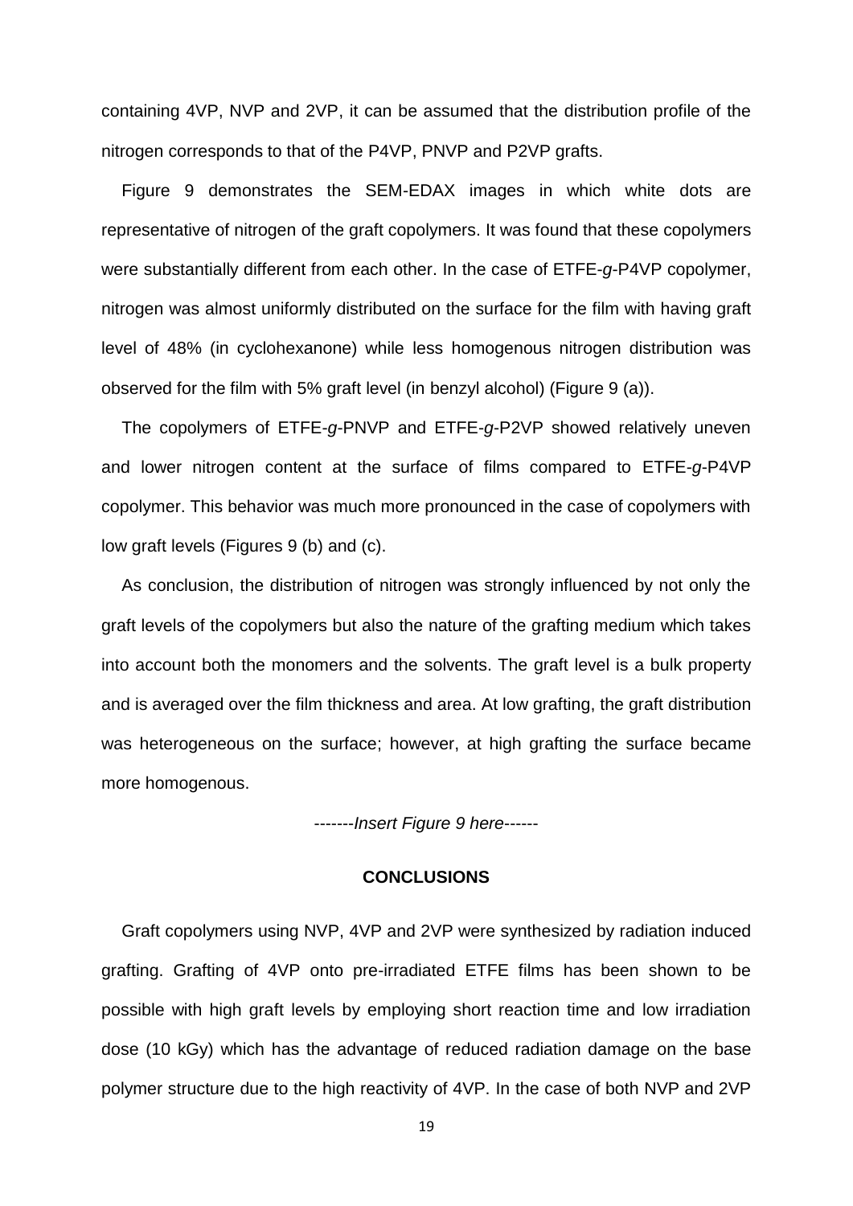containing 4VP, NVP and 2VP, it can be assumed that the distribution profile of the nitrogen corresponds to that of the P4VP, PNVP and P2VP grafts.

Figure 9 demonstrates the SEM-EDAX images in which white dots are representative of nitrogen of the graft copolymers. It was found that these copolymers were substantially different from each other. In the case of ETFE-*g*-P4VP copolymer, nitrogen was almost uniformly distributed on the surface for the film with having graft level of 48% (in cyclohexanone) while less homogenous nitrogen distribution was observed for the film with 5% graft level (in benzyl alcohol) (Figure 9 (a)).

The copolymers of ETFE-*g*-PNVP and ETFE-*g*-P2VP showed relatively uneven and lower nitrogen content at the surface of films compared to ETFE-*g*-P4VP copolymer. This behavior was much more pronounced in the case of copolymers with low graft levels (Figures 9 (b) and (c).

As conclusion, the distribution of nitrogen was strongly influenced by not only the graft levels of the copolymers but also the nature of the grafting medium which takes into account both the monomers and the solvents. The graft level is a bulk property and is averaged over the film thickness and area. At low grafting, the graft distribution was heterogeneous on the surface; however, at high grafting the surface became more homogenous.

-------*Insert Figure 9 here*------

## CONCLUSIONS

Graft copolymers using NVP, 4VP and 2VP were synthesized by radiation induced grafting. Grafting of 4VP onto pre-irradiated ETFE films has been shown to be possible with high graft levels by employing short reaction time and low irradiation dose (10 kGy) which has the advantage of reduced radiation damage on the base polymer structure due to the high reactivity of 4VP. In the case of both NVP and 2VP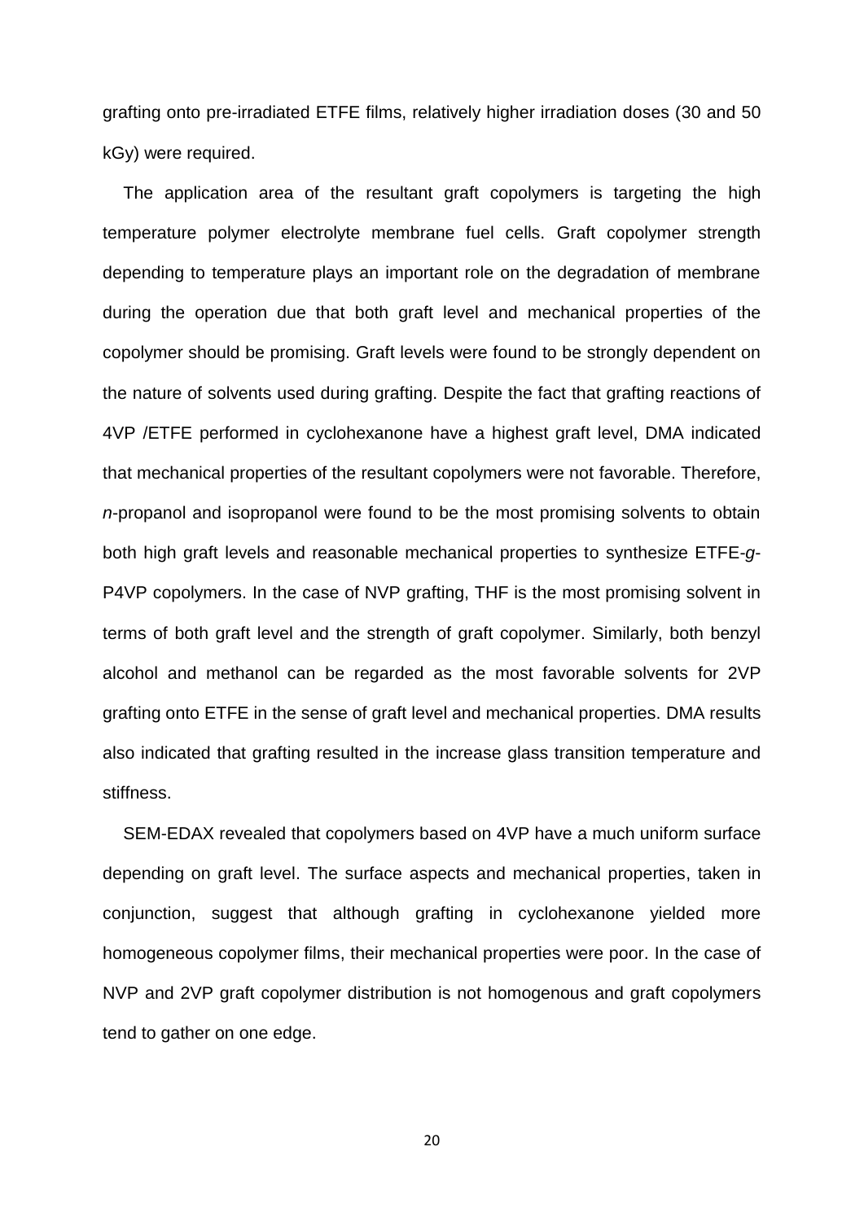grafting onto pre-irradiated ETFE films, relatively higher irradiation doses (30 and 50 kGy) were required.

The application area of the resultant graft copolymers is targeting the high temperature polymer electrolyte membrane fuel cells. Graft copolymer strength depending to temperature plays an important role on the degradation of membrane during the operation due that both graft level and mechanical properties of the copolymer should be promising. Graft levels were found to be strongly dependent on the nature of solvents used during grafting. Despite the fact that grafting reactions of 4VP /ETFE performed in cyclohexanone have a highest graft level, DMA indicated that mechanical properties of the resultant copolymers were not favorable. Therefore, *n*-propanol and isopropanol were found to be the most promising solvents to obtain both high graft levels and reasonable mechanical properties to synthesize ETFE-*g*-P4VP copolymers. In the case of NVP grafting, THF is the most promising solvent in terms of both graft level and the strength of graft copolymer. Similarly, both benzyl alcohol and methanol can be regarded as the most favorable solvents for 2VP grafting onto ETFE in the sense of graft level and mechanical properties. DMA results also indicated that grafting resulted in the increase glass transition temperature and stiffness.

SEM-EDAX revealed that copolymers based on 4VP have a much uniform surface depending on graft level. The surface aspects and mechanical properties, taken in conjunction, suggest that although grafting in cyclohexanone yielded more homogeneous copolymer films, their mechanical properties were poor. In the case of NVP and 2VP graft copolymer distribution is not homogenous and graft copolymers tend to gather on one edge.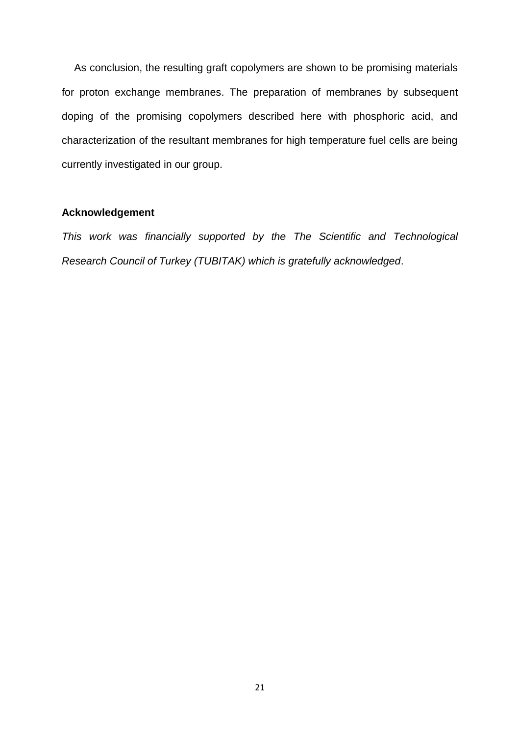As conclusion, the resulting graft copolymers are shown to be promising materials for proton exchange membranes. The preparation of membranes by subsequent doping of the promising copolymers described here with phosphoric acid, and characterization of the resultant membranes for high temperature fuel cells are being currently investigated in our group.

**Acknowledgement**

*This work was financially supported by the The Scientific and Technological Research Council of Turkey (TUBITAK) which is gratefully acknowledged*.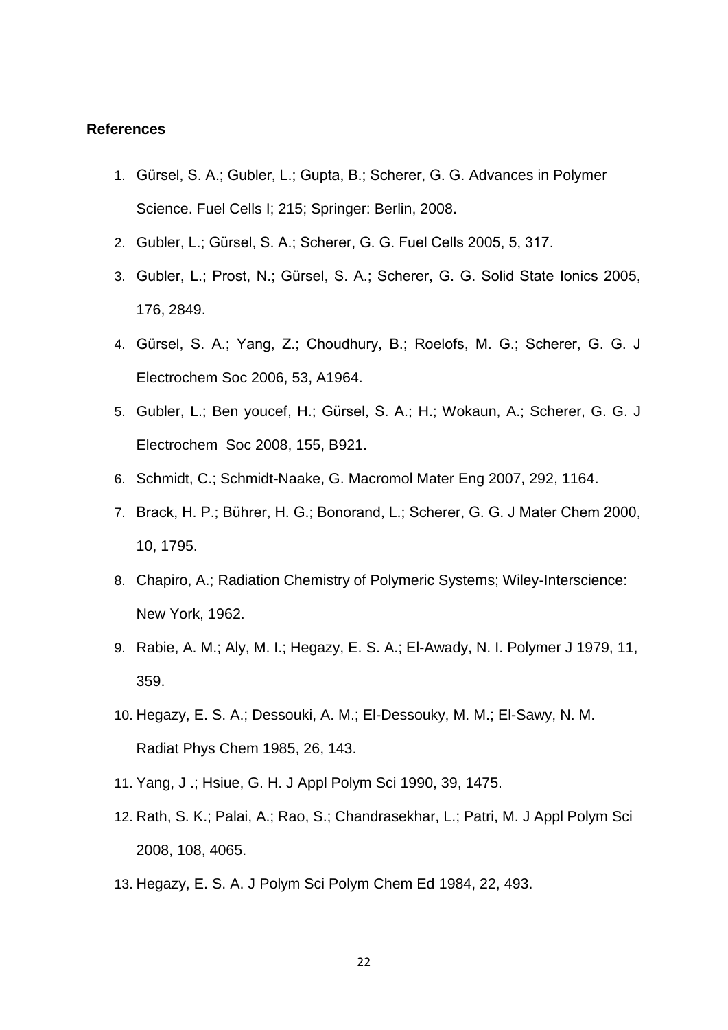**References**

1. Gürsel, S. A.; Gubler, L.; Gupta, B.; Scherer, G. G. Advances in Polymer Science. Fuel Cells I; 215; Springer: Berlin, 2008.
2. Gubler, L.; Gürsel, S. A.; Scherer, G. G. Fuel Cells 2005, 5, 317.
3. Gubler, L.; Prost, N.; Gürsel, S. A.; Scherer, G. G. Solid State Ionics 2005, 176, 2849.
4. Gürsel, S. A.; Yang, Z.; Choudhury, B.; Roelofs, M. G.; Scherer, G. G. J Electrochem Soc 2006, 53, A1964.
5. Gubler, L.; Ben youcef, H.; Gürsel, S. A.; H.; Wokaun, A.; Scherer, G. G. J Electrochem Soc 2008, 155, B921.
6. Schmidt, C.; Schmidt-Naake, G. Macromol Mater Eng 2007, 292, 1164.
7. Brack, H. P.; Bührer, H. G.; Bonorand, L.; Scherer, G. G. J Mater Chem 2000, 10, 1795.
8. Chapiro, A.; Radiation Chemistry of Polymeric Systems; Wiley-Interscience: New York, 1962.
9. Rabie, A. M.; Aly, M. I.; Hegazy, E. S. A.; El-Awady, N. I. Polymer J 1979, 11, 359.
10. Hegazy, E. S. A.; Dessouki, A. M.; El-Dessouky, M. M.; El-Sawy, N. M. Radiat Phys Chem 1985, 26, 143.
11. Yang, J .; Hsiue, G. H. J Appl Polym Sci 1990, 39, 1475.
12. Rath, S. K.; Palai, A.; Rao, S.; Chandrasekhar, L.; Patri, M. J Appl Polym Sci 2008, 108, 4065.
13. Hegazy, E. S. A. J Polym Sci Polym Chem Ed 1984, 22, 493.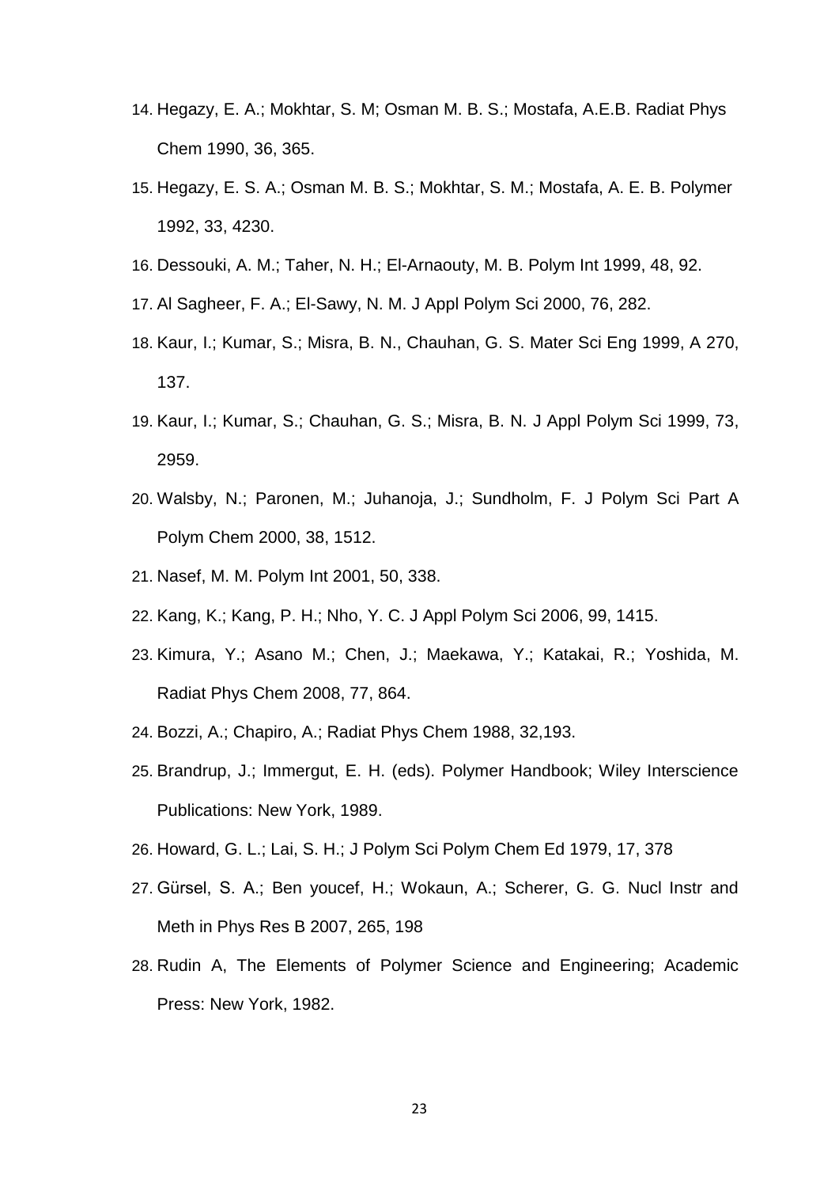14. Hegazy, E. A.; Mokhtar, S. M; Osman M. B. S.; Mostafa, A.E.B. Radiat Phys Chem 1990, 36, 365.
15. Hegazy, E. S. A.; Osman M. B. S.; Mokhtar, S. M.; Mostafa, A. E. B. Polymer 1992, 33, 4230.
16. Dessouki, A. M.; Taher, N. H.; El-Arnaouty, M. B. Polym Int 1999, 48, 92.
17. Al Sagheer, F. A.; El-Sawy, N. M. J Appl Polym Sci 2000, 76, 282.
18. Kaur, I.; Kumar, S.; Misra, B. N., Chauhan, G. S. Mater Sci Eng 1999, A 270, 137.
19. Kaur, I.; Kumar, S.; Chauhan, G. S.; Misra, B. N. J Appl Polym Sci 1999, 73, 2959.
20. Walsby, N.; Paronen, M.; Juhanoja, J.; Sundholm, F. J Polym Sci Part A Polym Chem 2000, 38, 1512.
21. Nasef, M. M. Polym Int 2001, 50, 338.
22. Kang, K.; Kang, P. H.; Nho, Y. C. J Appl Polym Sci 2006, 99, 1415.
23. Kimura, Y.; Asano M.; Chen, J.; Maekawa, Y.; Katakai, R.; Yoshida, M. Radiat Phys Chem 2008, 77, 864.
24. Bozzi, A.; Chapiro, A.; Radiat Phys Chem 1988, 32,193.
25. Brandrup, J.; Immergut, E. H. (eds). Polymer Handbook; Wiley Interscience Publications: New York, 1989.
26. Howard, G. L.; Lai, S. H.; J Polym Sci Polym Chem Ed 1979, 17, 378
27. Gürsel, S. A.; Ben youcef, H.; Wokaun, A.; Scherer, G. G. Nucl Instr and Meth in Phys Res B 2007, 265, 198
28. Rudin A, The Elements of Polymer Science and Engineering; Academic Press: New York, 1982.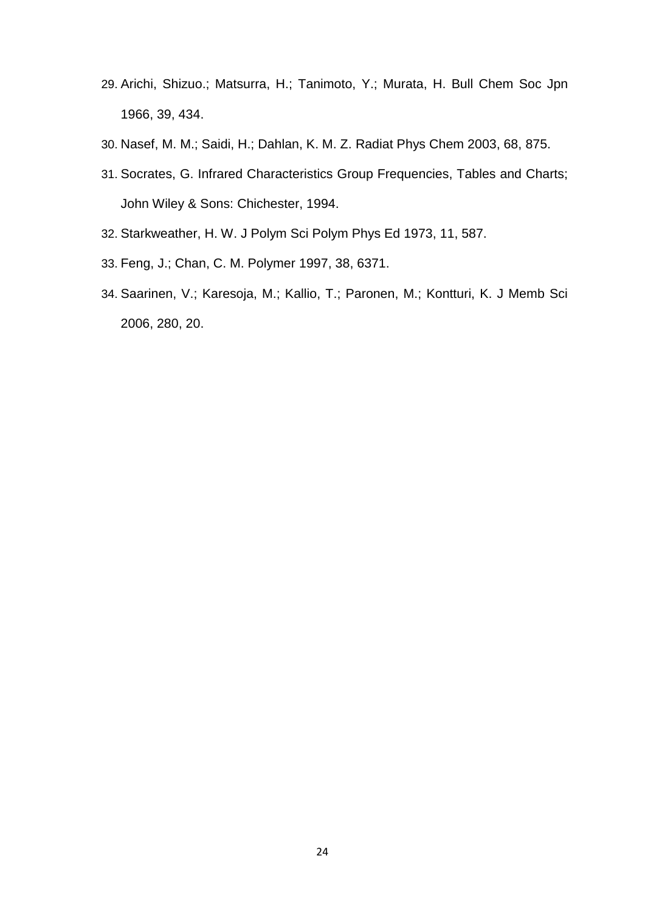29. Arichi, Shizuo.; Matsurra, H.; Tanimoto, Y.; Murata, H. Bull Chem Soc Jpn 1966, 39, 434.
30. Nasef, M. M.; Saidi, H.; Dahlan, K. M. Z. Radiat Phys Chem 2003, 68, 875.
31. Socrates, G. Infrared Characteristics Group Frequencies, Tables and Charts; John Wiley & Sons: Chichester, 1994.
32. Starkweather, H. W. J Polym Sci Polym Phys Ed 1973, 11, 587.
33. Feng, J.; Chan, C. M. Polymer 1997, 38, 6371.
34. Saarinen, V.; Karesoja, M.; Kallio, T.; Paronen, M.; Kontturi, K. J Memb Sci 2006, 280, 20.